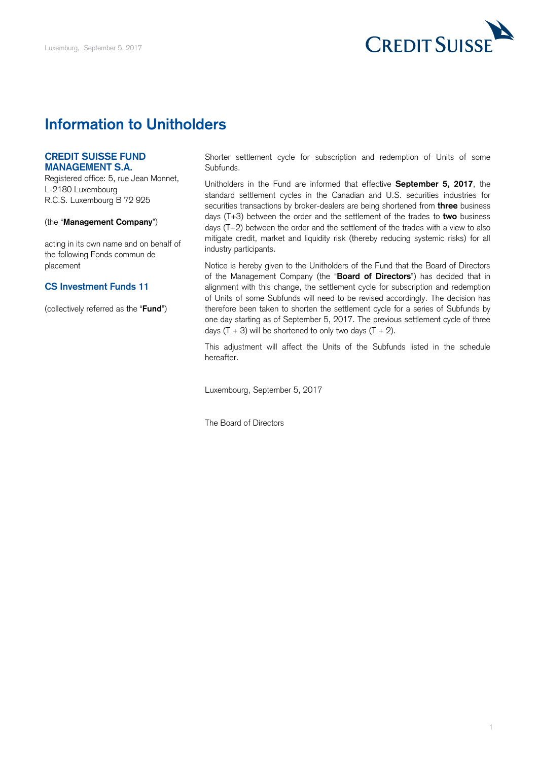Luxemburg, September 5, 2017

# Information to Unitholders

**CREDIT SUISSE FUND MANAGEMENT S.A.**
Registered office: 5, rue Jean Monnet,
L-2180 Luxembourg
R.C.S. Luxembourg B 72 925

(the "**Management Company**")

acting in its own name and on behalf of the following Fonds commun de placement

**CS Investment Funds 11**

(collectively referred as the "**Fund**")

Shorter settlement cycle for subscription and redemption of Units of some Subfunds.

Unitholders in the Fund are informed that effective **September 5, 2017**, the standard settlement cycles in the Canadian and U.S. securities industries for securities transactions by broker-dealers are being shortened from **three** business days (T+3) between the order and the settlement of the trades to **two** business days (T+2) between the order and the settlement of the trades with a view to also mitigate credit, market and liquidity risk (thereby reducing systemic risks) for all industry participants.

Notice is hereby given to the Unitholders of the Fund that the Board of Directors of the Management Company (the "**Board of Directors**") has decided that in alignment with this change, the settlement cycle for subscription and redemption of Units of some Subfunds will need to be revised accordingly. The decision has therefore been taken to shorten the settlement cycle for a series of Subfunds by one day starting as of September 5, 2017. The previous settlement cycle of three days (T + 3) will be shortened to only two days (T + 2).

This adjustment will affect the Units of the Subfunds listed in the schedule hereafter.

Luxembourg, September 5, 2017

The Board of Directors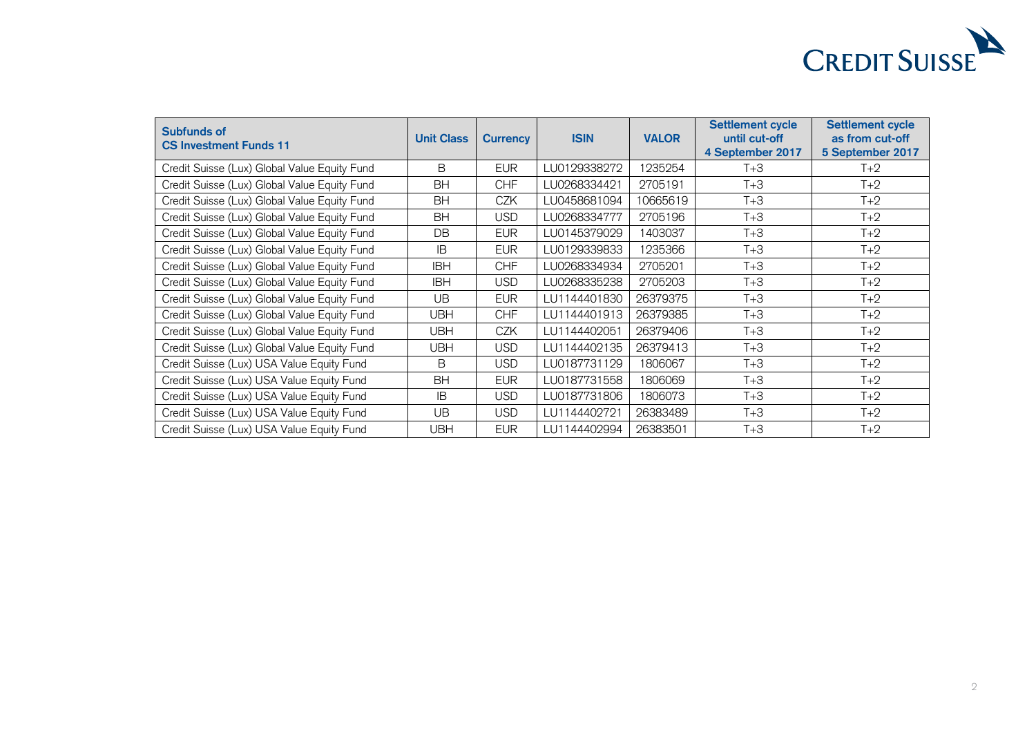| Subfunds of CS Investment Funds 11 | Unit Class | Currency | ISIN | VALOR | Settlement cycle until cut-off 4 September 2017 | Settlement cycle as from cut-off 5 September 2017 |
|---|---|---|---|---|---|---|
| Credit Suisse (Lux) Global Value Equity Fund | B | EUR | LU0129338272 | 1235254 | T+3 | T+2 |
| Credit Suisse (Lux) Global Value Equity Fund | BH | CHF | LU0268334421 | 2705191 | T+3 | T+2 |
| Credit Suisse (Lux) Global Value Equity Fund | BH | CZK | LU0458681094 | 10665619 | T+3 | T+2 |
| Credit Suisse (Lux) Global Value Equity Fund | BH | USD | LU0268334777 | 2705196 | T+3 | T+2 |
| Credit Suisse (Lux) Global Value Equity Fund | DB | EUR | LU0145379029 | 1403037 | T+3 | T+2 |
| Credit Suisse (Lux) Global Value Equity Fund | IB | EUR | LU0129339833 | 1235366 | T+3 | T+2 |
| Credit Suisse (Lux) Global Value Equity Fund | IBH | CHF | LU0268334934 | 2705201 | T+3 | T+2 |
| Credit Suisse (Lux) Global Value Equity Fund | IBH | USD | LU0268335238 | 2705203 | T+3 | T+2 |
| Credit Suisse (Lux) Global Value Equity Fund | UB | EUR | LU1144401830 | 26379375 | T+3 | T+2 |
| Credit Suisse (Lux) Global Value Equity Fund | UBH | CHF | LU1144401913 | 26379385 | T+3 | T+2 |
| Credit Suisse (Lux) Global Value Equity Fund | UBH | CZK | LU1144402051 | 26379406 | T+3 | T+2 |
| Credit Suisse (Lux) Global Value Equity Fund | UBH | USD | LU1144402135 | 26379413 | T+3 | T+2 |
| Credit Suisse (Lux) USA Value Equity Fund | B | USD | LU0187731129 | 1806067 | T+3 | T+2 |
| Credit Suisse (Lux) USA Value Equity Fund | BH | EUR | LU0187731558 | 1806069 | T+3 | T+2 |
| Credit Suisse (Lux) USA Value Equity Fund | IB | USD | LU0187731806 | 1806073 | T+3 | T+2 |
| Credit Suisse (Lux) USA Value Equity Fund | UB | USD | LU1144402721 | 26383489 | T+3 | T+2 |
| Credit Suisse (Lux) USA Value Equity Fund | UBH | EUR | LU1144402994 | 26383501 | T+3 | T+2 |